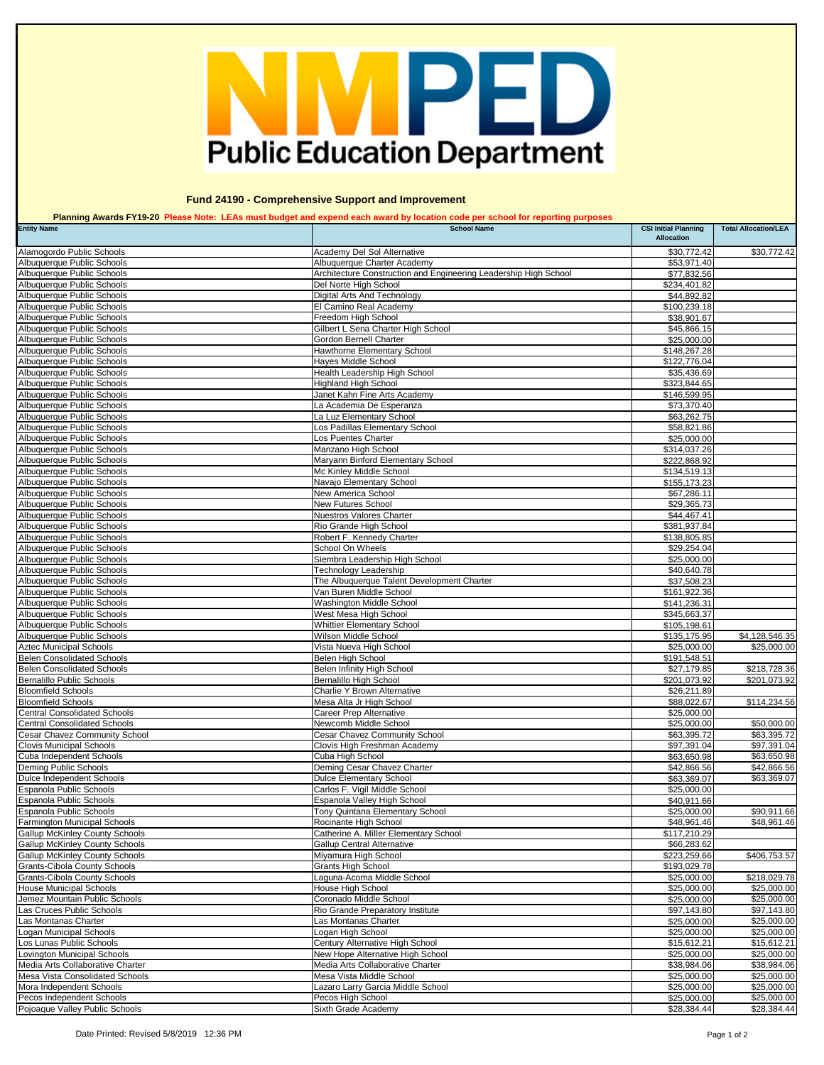# NMPED Public Education Department

## Fund 24190 - Comprehensive Support and Improvement

**Planning Awards FY19-20** Please Note: LEAs must budget and expend each award by location code per school for reporting purposes

| Entity Name | School Name | CSI Initial Planning Allocation | Total Allocation/LEA |
|---|---|---|---|
| Alamogordo Public Schools | Academy Del Sol Alternative | $30,772.42 | $30,772.42 |
| Albuquerque Public Schools | Albuquerque Charter Academy | $53,971.40 | |
| Albuquerque Public Schools | Architecture Construction and Engineering Leadership High School | $77,832.56 | |
| Albuquerque Public Schools | Del Norte High School | $234,401.82 | |
| Albuquerque Public Schools | Digital Arts And Technology | $44,892.82 | |
| Albuquerque Public Schools | El Camino Real Academy | $100,239.18 | |
| Albuquerque Public Schools | Freedom High School | $38,901.67 | |
| Albuquerque Public Schools | Gilbert L Sena Charter High School | $45,866.15 | |
| Albuquerque Public Schools | Gordon Bernell Charter | $25,000.00 | |
| Albuquerque Public Schools | Hawthorne Elementary School | $148,267.28 | |
| Albuquerque Public Schools | Hayes Middle School | $122,776.04 | |
| Albuquerque Public Schools | Health Leadership High School | $35,436.69 | |
| Albuquerque Public Schools | Highland High School | $323,844.65 | |
| Albuquerque Public Schools | Janet Kahn Fine Arts Academy | $146,599.95 | |
| Albuquerque Public Schools | La Academia De Esperanza | $73,370.40 | |
| Albuquerque Public Schools | La Luz Elementary School | $63,262.75 | |
| Albuquerque Public Schools | Los Padillas Elementary School | $58,821.86 | |
| Albuquerque Public Schools | Los Puentes Charter | $25,000.00 | |
| Albuquerque Public Schools | Manzano High School | $314,037.26 | |
| Albuquerque Public Schools | Maryann Binford Elementary School | $222,868.92 | |
| Albuquerque Public Schools | Mc Kinley Middle School | $134,519.13 | |
| Albuquerque Public Schools | Navajo Elementary School | $155,173.23 | |
| Albuquerque Public Schools | New America School | $67,286.11 | |
| Albuquerque Public Schools | New Futures School | $29,365.73 | |
| Albuquerque Public Schools | Nuestros Valores Charter | $44,467.41 | |
| Albuquerque Public Schools | Rio Grande High School | $381,937.84 | |
| Albuquerque Public Schools | Robert F. Kennedy Charter | $138,805.85 | |
| Albuquerque Public Schools | School On Wheels | $29,254.04 | |
| Albuquerque Public Schools | Siembra Leadership High School | $25,000.00 | |
| Albuquerque Public Schools | Technology Leadership | $40,640.78 | |
| Albuquerque Public Schools | The Albuquerque Talent Development Charter | $37,508.23 | |
| Albuquerque Public Schools | Van Buren Middle School | $161,922.36 | |
| Albuquerque Public Schools | Washington Middle School | $141,236.31 | |
| Albuquerque Public Schools | West Mesa High School | $345,663.37 | |
| Albuquerque Public Schools | Whittier Elementary School | $105,198.61 | |
| Albuquerque Public Schools | Wilson Middle School | $135,175.95 | $4,128,546.35 |
| Aztec Municipal Schools | Vista Nueva High School | $25,000.00 | $25,000.00 |
| Belen Consolidated Schools | Belen High School | $191,548.51 | |
| Belen Consolidated Schools | Belen Infinity High School | $27,179.85 | $218,728.36 |
| Bernalillo Public Schools | Bernalillo High School | $201,073.92 | $201,073.92 |
| Bloomfield Schools | Charlie Y Brown Alternative | $26,211.89 | |
| Bloomfield Schools | Mesa Alta Jr High School | $88,022.67 | $114,234.56 |
| Central Consolidated Schools | Career Prep Alternative | $25,000.00 | |
| Central Consolidated Schools | Newcomb Middle School | $25,000.00 | $50,000.00 |
| Cesar Chavez Community School | Cesar Chavez Community School | $63,395.72 | $63,395.72 |
| Clovis Municipal Schools | Clovis High Freshman Academy | $97,391.04 | $97,391.04 |
| Cuba Independent Schools | Cuba High School | $63,650.98 | $63,650.98 |
| Deming Public Schools | Deming Cesar Chavez Charter | $42,866.56 | $42,866.56 |
| Dulce Independent Schools | Dulce Elementary School | $63,369.07 | $63,369.07 |
| Espanola Public Schools | Carlos F. Vigil Middle School | $25,000.00 | |
| Espanola Public Schools | Espanola Valley High School | $40,911.66 | |
| Espanola Public Schools | Tony Quintana Elementary School | $25,000.00 | $90,911.66 |
| Farmington Municipal Schools | Rocinante High School | $48,961.46 | $48,961.46 |
| Gallup McKinley County Schools | Catherine A. Miller Elementary School | $117,210.29 | |
| Gallup McKinley County Schools | Gallup Central Alternative | $66,283.62 | |
| Gallup McKinley County Schools | Miyamura High School | $223,259.66 | $406,753.57 |
| Grants-Cibola County Schools | Grants High School | $193,029.78 | |
| Grants-Cibola County Schools | Laguna-Acoma Middle School | $25,000.00 | $218,029.78 |
| House Municipal Schools | House High School | $25,000.00 | $25,000.00 |
| Jemez Mountain Public Schools | Coronado Middle School | $25,000.00 | $25,000.00 |
| Las Cruces Public Schools | Rio Grande Preparatory Institute | $97,143.80 | $97,143.80 |
| Las Montanas Charter | Las Montanas Charter | $25,000.00 | $25,000.00 |
| Logan Municipal Schools | Logan High School | $25,000.00 | $25,000.00 |
| Los Lunas Public Schools | Century Alternative High School | $15,612.21 | $15,612.21 |
| Lovington Municipal Schools | New Hope Alternative High School | $25,000.00 | $25,000.00 |
| Media Arts Collaborative Charter | Media Arts Collaborative Charter | $38,984.06 | $38,984.06 |
| Mesa Vista Consolidated Schools | Mesa Vista Middle School | $25,000.00 | $25,000.00 |
| Mora Independent Schools | Lazaro Larry Garcia Middle School | $25,000.00 | $25,000.00 |
| Pecos Independent Schools | Pecos High School | $25,000.00 | $25,000.00 |
| Pojoaque Valley Public Schools | Sixth Grade Academy | $28,384.44 | $28,384.44 |

Date Printed: Revised 5/8/2019 12:36 PM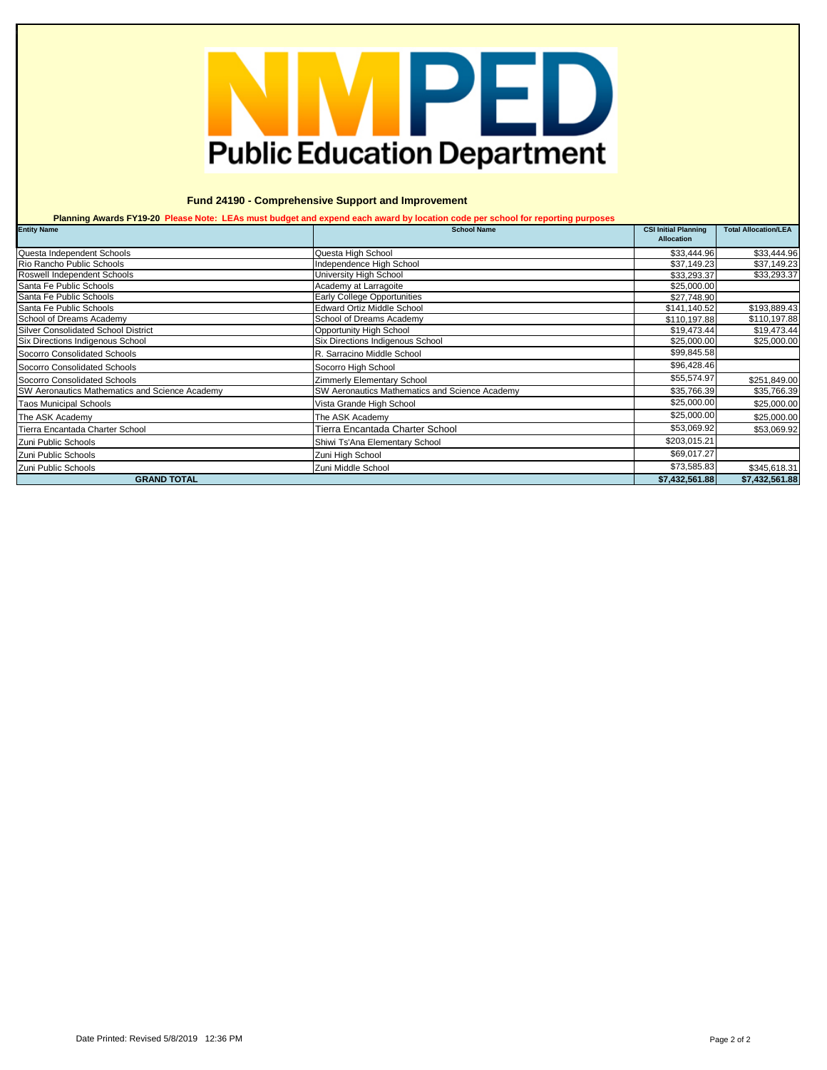NMPED Public Education Department

**Fund 24190 - Comprehensive Support and Improvement**

**Planning Awards FY19-20** **Please Note: LEAs must budget and expend each award by location code per school for reporting purposes**

| Entity Name | School Name | CSI Initial Planning Allocation | Total Allocation/LEA |
|---|---|---|---|
| Questa Independent Schools | Questa High School | $33,444.96 | $33,444.96 |
| Rio Rancho Public Schools | Independence High School | $37,149.23 | $37,149.23 |
| Roswell Independent Schools | University High School | $33,293.37 | $33,293.37 |
| Santa Fe Public Schools | Academy at Larragoite | $25,000.00 | |
| Santa Fe Public Schools | Early College Opportunities | $27,748.90 | |
| Santa Fe Public Schools | Edward Ortiz Middle School | $141,140.52 | $193,889.43 |
| School of Dreams Academy | School of Dreams Academy | $110,197.88 | $110,197.88 |
| Silver Consolidated School District | Opportunity High School | $19,473.44 | $19,473.44 |
| Six Directions Indigenous School | Six Directions Indigenous School | $25,000.00 | $25,000.00 |
| Socorro Consolidated Schools | R. Sarracino Middle School | $99,845.58 | |
| Socorro Consolidated Schools | Socorro High School | $96,428.46 | |
| Socorro Consolidated Schools | Zimmerly Elementary School | $55,574.97 | $251,849.00 |
| SW Aeronautics Mathematics and Science Academy | SW Aeronautics Mathematics and Science Academy | $35,766.39 | $35,766.39 |
| Taos Municipal Schools | Vista Grande High School | $25,000.00 | $25,000.00 |
| The ASK Academy | The ASK Academy | $25,000.00 | $25,000.00 |
| Tierra Encantada Charter School | Tierra Encantada Charter School | $53,069.92 | $53,069.92 |
| Zuni Public Schools | Shiwi Ts'Ana Elementary School | $203,015.21 | |
| Zuni Public Schools | Zuni High School | $69,017.27 | |
| Zuni Public Schools | Zuni Middle School | $73,585.83 | $345,618.31 |
| **GRAND TOTAL** | | **$7,432,561.88** | **$7,432,561.88** |

Date Printed: Revised 5/8/2019 12:36 PM